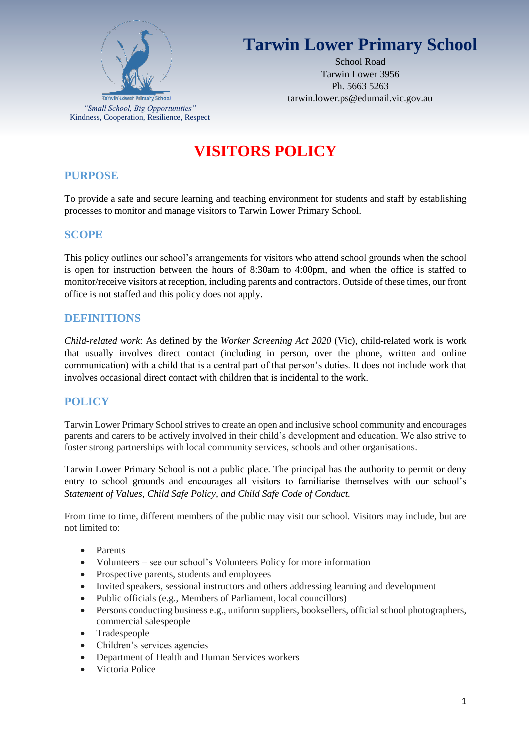Tarwin Lower Primary School

*"Small School, Big Opportunities"*
Kindness, Cooperation, Resilience, Respect

# Tarwin Lower Primary School

School Road
Tarwin Lower 3956
Ph. 5663 5263
tarwin.lower.ps@edumail.vic.gov.au

# VISITORS POLICY

## PURPOSE

To provide a safe and secure learning and teaching environment for students and staff by establishing processes to monitor and manage visitors to Tarwin Lower Primary School.

## SCOPE

This policy outlines our school's arrangements for visitors who attend school grounds when the school is open for instruction between the hours of 8:30am to 4:00pm, and when the office is staffed to monitor/receive visitors at reception, including parents and contractors. Outside of these times, our front office is not staffed and this policy does not apply.

## DEFINITIONS

*Child-related work*: As defined by the *Worker Screening Act 2020* (Vic), child-related work is work that usually involves direct contact (including in person, over the phone, written and online communication) with a child that is a central part of that person's duties. It does not include work that involves occasional direct contact with children that is incidental to the work.

## POLICY

Tarwin Lower Primary School strives to create an open and inclusive school community and encourages parents and carers to be actively involved in their child's development and education. We also strive to foster strong partnerships with local community services, schools and other organisations.

Tarwin Lower Primary School is not a public place. The principal has the authority to permit or deny entry to school grounds and encourages all visitors to familiarise themselves with our school's *Statement of Values, Child Safe Policy, and Child Safe Code of Conduct.*

From time to time, different members of the public may visit our school. Visitors may include, but are not limited to:

- Parents
- Volunteers – see our school's Volunteers Policy for more information
- Prospective parents, students and employees
- Invited speakers, sessional instructors and others addressing learning and development
- Public officials (e.g., Members of Parliament, local councillors)
- Persons conducting business e.g., uniform suppliers, booksellers, official school photographers, commercial salespeople
- Tradespeople
- Children's services agencies
- Department of Health and Human Services workers
- Victoria Police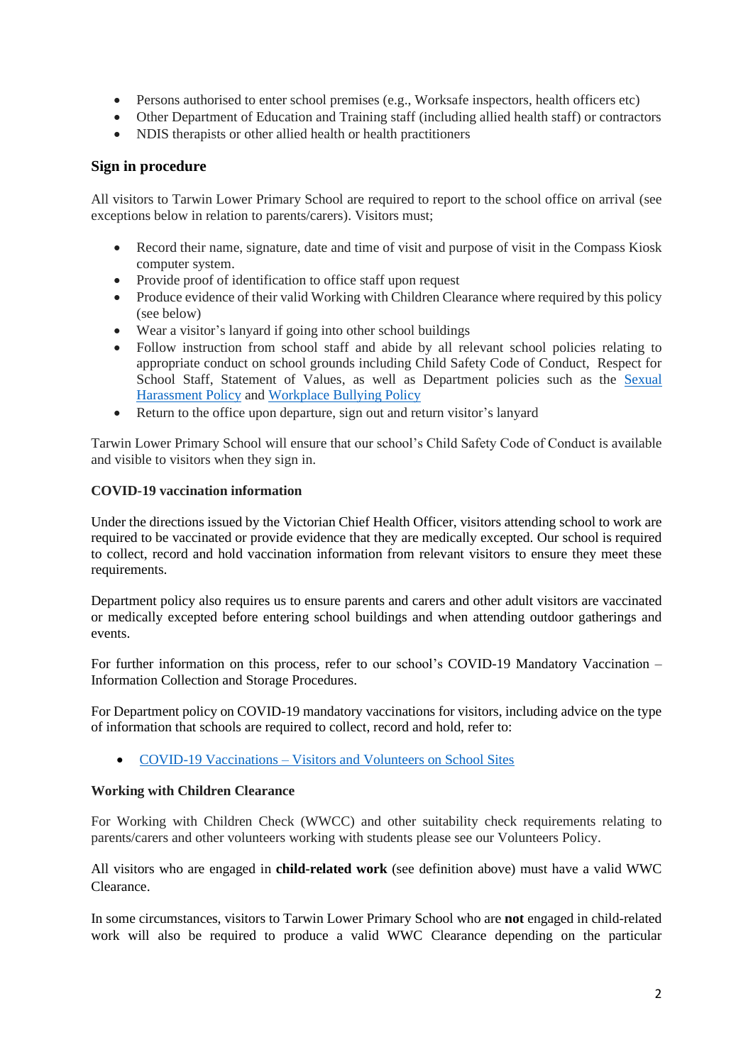- Persons authorised to enter school premises (e.g., Worksafe inspectors, health officers etc)
- Other Department of Education and Training staff (including allied health staff) or contractors
- NDIS therapists or other allied health or health practitioners

## Sign in procedure

All visitors to Tarwin Lower Primary School are required to report to the school office on arrival (see exceptions below in relation to parents/carers). Visitors must;

- Record their name, signature, date and time of visit and purpose of visit in the Compass Kiosk computer system.
- Provide proof of identification to office staff upon request
- Produce evidence of their valid Working with Children Clearance where required by this policy (see below)
- Wear a visitor's lanyard if going into other school buildings
- Follow instruction from school staff and abide by all relevant school policies relating to appropriate conduct on school grounds including Child Safety Code of Conduct, Respect for School Staff, Statement of Values, as well as Department policies such as the [Sexual Harassment Policy]() and [Workplace Bullying Policy]()
- Return to the office upon departure, sign out and return visitor's lanyard

Tarwin Lower Primary School will ensure that our school's Child Safety Code of Conduct is available and visible to visitors when they sign in.

### COVID-19 vaccination information

Under the directions issued by the Victorian Chief Health Officer, visitors attending school to work are required to be vaccinated or provide evidence that they are medically excepted. Our school is required to collect, record and hold vaccination information from relevant visitors to ensure they meet these requirements.

Department policy also requires us to ensure parents and carers and other adult visitors are vaccinated or medically excepted before entering school buildings and when attending outdoor gatherings and events.

For further information on this process, refer to our school's COVID-19 Mandatory Vaccination – Information Collection and Storage Procedures.

For Department policy on COVID-19 mandatory vaccinations for visitors, including advice on the type of information that schools are required to collect, record and hold, refer to:

- [COVID-19 Vaccinations – Visitors and Volunteers on School Sites]()

### Working with Children Clearance

For Working with Children Check (WWCC) and other suitability check requirements relating to parents/carers and other volunteers working with students please see our Volunteers Policy.

All visitors who are engaged in **child-related work** (see definition above) must have a valid WWC Clearance.

In some circumstances, visitors to Tarwin Lower Primary School who are **not** engaged in child-related work will also be required to produce a valid WWC Clearance depending on the particular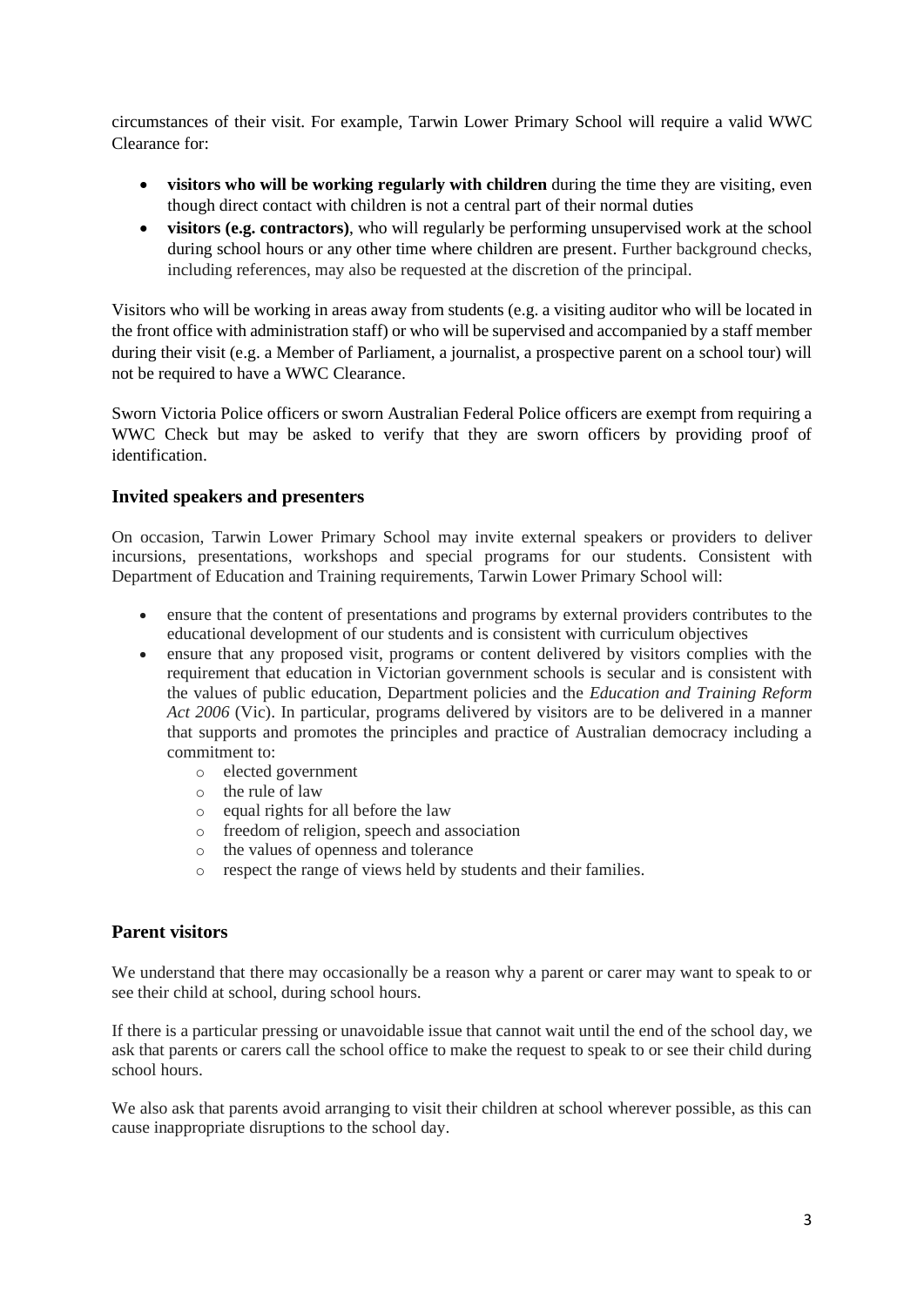circumstances of their visit. For example, Tarwin Lower Primary School will require a valid WWC Clearance for:

- **visitors who will be working regularly with children** during the time they are visiting, even though direct contact with children is not a central part of their normal duties
- **visitors (e.g. contractors)**, who will regularly be performing unsupervised work at the school during school hours or any other time where children are present. Further background checks, including references, may also be requested at the discretion of the principal.

Visitors who will be working in areas away from students (e.g. a visiting auditor who will be located in the front office with administration staff) or who will be supervised and accompanied by a staff member during their visit (e.g. a Member of Parliament, a journalist, a prospective parent on a school tour) will not be required to have a WWC Clearance.

Sworn Victoria Police officers or sworn Australian Federal Police officers are exempt from requiring a WWC Check but may be asked to verify that they are sworn officers by providing proof of identification.

## Invited speakers and presenters

On occasion, Tarwin Lower Primary School may invite external speakers or providers to deliver incursions, presentations, workshops and special programs for our students. Consistent with Department of Education and Training requirements, Tarwin Lower Primary School will:

- ensure that the content of presentations and programs by external providers contributes to the educational development of our students and is consistent with curriculum objectives
- ensure that any proposed visit, programs or content delivered by visitors complies with the requirement that education in Victorian government schools is secular and is consistent with the values of public education, Department policies and the *Education and Training Reform Act 2006* (Vic). In particular, programs delivered by visitors are to be delivered in a manner that supports and promotes the principles and practice of Australian democracy including a commitment to:
  - elected government
  - the rule of law
  - equal rights for all before the law
  - freedom of religion, speech and association
  - the values of openness and tolerance
  - respect the range of views held by students and their families.

## Parent visitors

We understand that there may occasionally be a reason why a parent or carer may want to speak to or see their child at school, during school hours.

If there is a particular pressing or unavoidable issue that cannot wait until the end of the school day, we ask that parents or carers call the school office to make the request to speak to or see their child during school hours.

We also ask that parents avoid arranging to visit their children at school wherever possible, as this can cause inappropriate disruptions to the school day.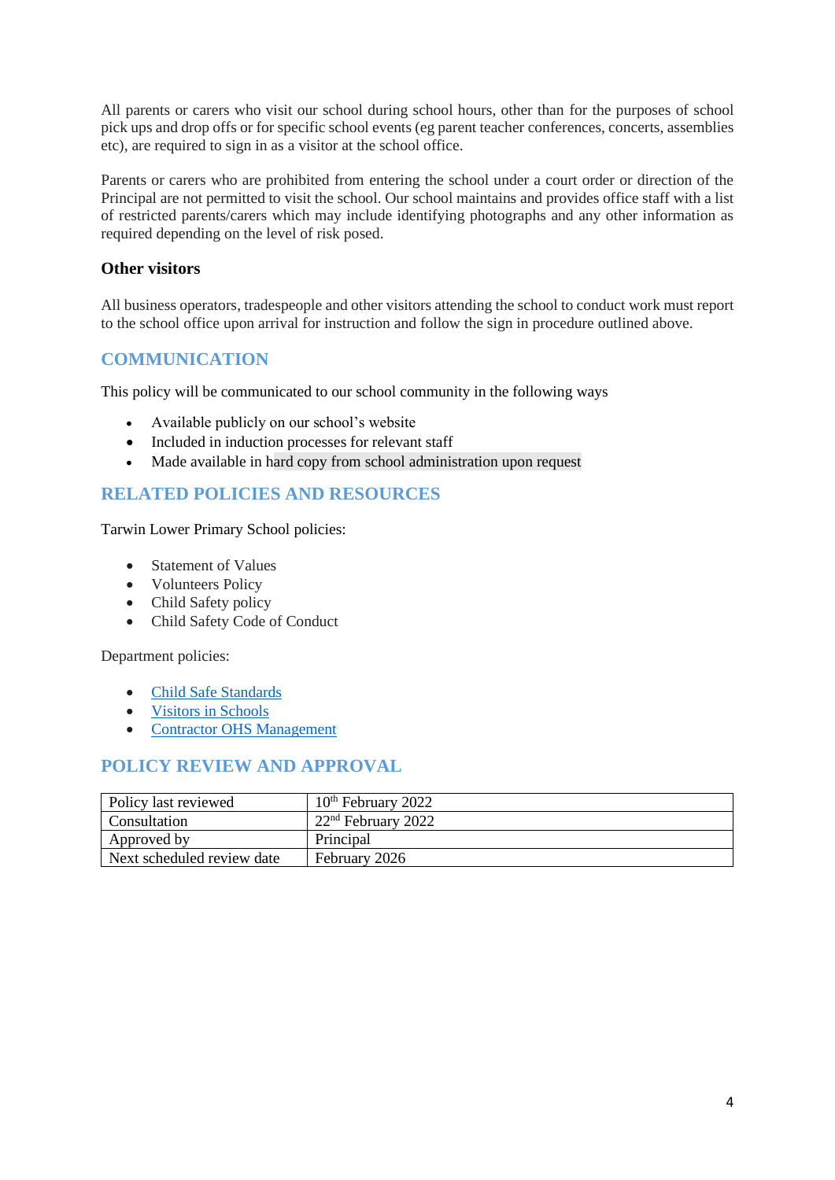All parents or carers who visit our school during school hours, other than for the purposes of school pick ups and drop offs or for specific school events (eg parent teacher conferences, concerts, assemblies etc), are required to sign in as a visitor at the school office.

Parents or carers who are prohibited from entering the school under a court order or direction of the Principal are not permitted to visit the school. Our school maintains and provides office staff with a list of restricted parents/carers which may include identifying photographs and any other information as required depending on the level of risk posed.

### Other visitors

All business operators, tradespeople and other visitors attending the school to conduct work must report to the school office upon arrival for instruction and follow the sign in procedure outlined above.

## COMMUNICATION

This policy will be communicated to our school community in the following ways

- Available publicly on our school's website
- Included in induction processes for relevant staff
- Made available in hard copy from school administration upon request

## RELATED POLICIES AND RESOURCES

Tarwin Lower Primary School policies:

- Statement of Values
- Volunteers Policy
- Child Safety policy
- Child Safety Code of Conduct

Department policies:

- Child Safe Standards
- Visitors in Schools
- Contractor OHS Management

## POLICY REVIEW AND APPROVAL

| | |
|---|---|
| Policy last reviewed | 10th February 2022 |
| Consultation | 22nd February 2022 |
| Approved by | Principal |
| Next scheduled review date | February 2026 |